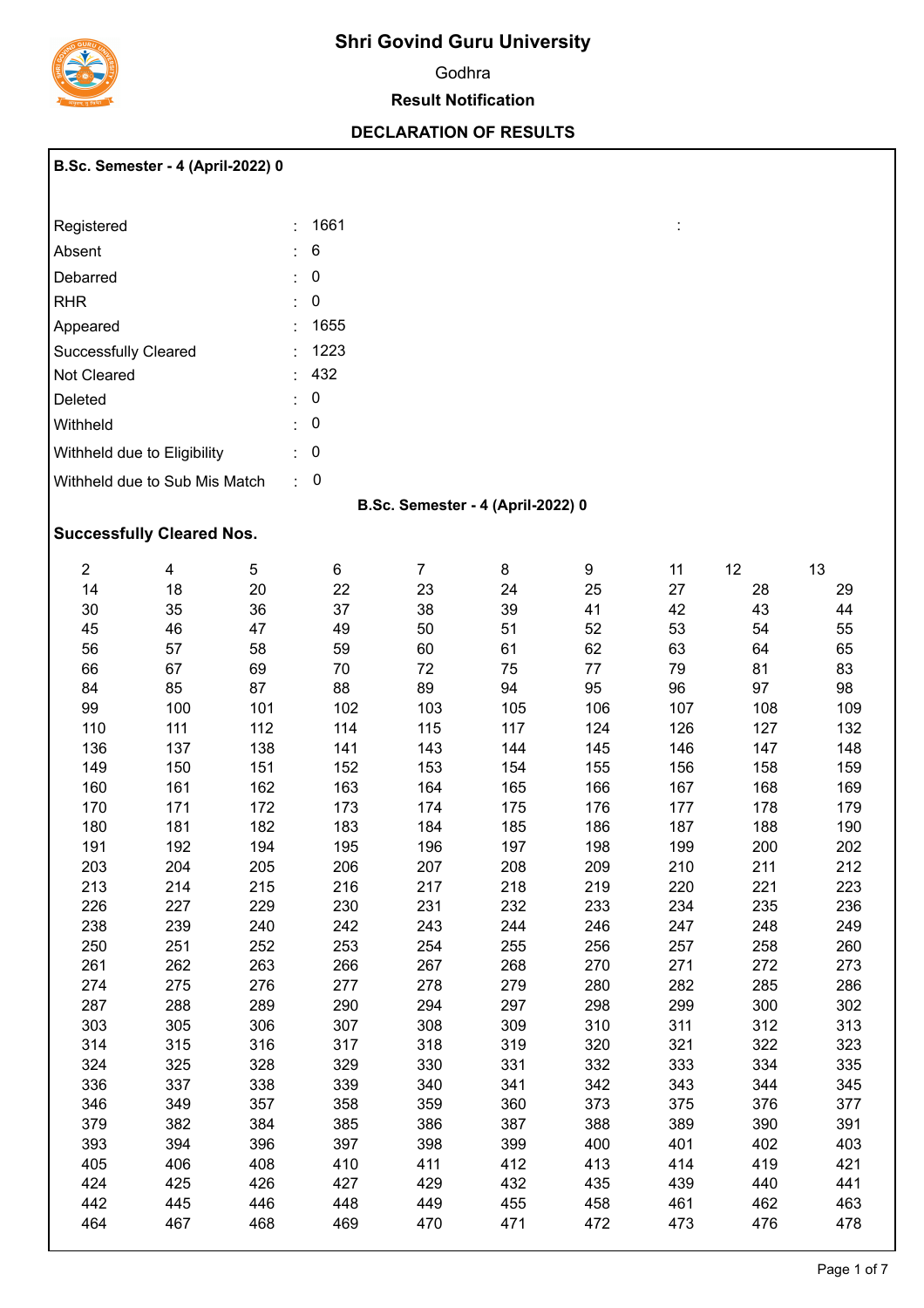# Shri Govind Guru University

Godhra

**Result Notification**

**DECLARATION OF RESULTS**

**B.Sc. Semester - 4 (April-2022) 0**

| | | |
|---|---|---|
| Registered | : | 1661 |
| Absent | : | 6 |
| Debarred | : | 0 |
| RHR | : | 0 |
| Appeared | : | 1655 |
| Successfully Cleared | : | 1223 |
| Not Cleared | : | 432 |
| Deleted | : | 0 |
| Withheld | : | 0 |
| Withheld due to Eligibility | : | 0 |
| Withheld due to Sub Mis Match | : | 0 |

**B.Sc. Semester - 4 (April-2022) 0**

**Successfully Cleared Nos.**

| | | | | | | | | | |
|---|---|---|---|---|---|---|---|---|---|
| 2 | 4 | 5 | 6 | 7 | 8 | 9 | 11 | 12 | 13 |
| 14 | 18 | 20 | 22 | 23 | 24 | 25 | 27 | 28 | 29 |
| 30 | 35 | 36 | 37 | 38 | 39 | 41 | 42 | 43 | 44 |
| 45 | 46 | 47 | 49 | 50 | 51 | 52 | 53 | 54 | 55 |
| 56 | 57 | 58 | 59 | 60 | 61 | 62 | 63 | 64 | 65 |
| 66 | 67 | 69 | 70 | 72 | 75 | 77 | 79 | 81 | 83 |
| 84 | 85 | 87 | 88 | 89 | 94 | 95 | 96 | 97 | 98 |
| 99 | 100 | 101 | 102 | 103 | 105 | 106 | 107 | 108 | 109 |
| 110 | 111 | 112 | 114 | 115 | 117 | 124 | 126 | 127 | 132 |
| 136 | 137 | 138 | 141 | 143 | 144 | 145 | 146 | 147 | 148 |
| 149 | 150 | 151 | 152 | 153 | 154 | 155 | 156 | 158 | 159 |
| 160 | 161 | 162 | 163 | 164 | 165 | 166 | 167 | 168 | 169 |
| 170 | 171 | 172 | 173 | 174 | 175 | 176 | 177 | 178 | 179 |
| 180 | 181 | 182 | 183 | 184 | 185 | 186 | 187 | 188 | 190 |
| 191 | 192 | 194 | 195 | 196 | 197 | 198 | 199 | 200 | 202 |
| 203 | 204 | 205 | 206 | 207 | 208 | 209 | 210 | 211 | 212 |
| 213 | 214 | 215 | 216 | 217 | 218 | 219 | 220 | 221 | 223 |
| 226 | 227 | 229 | 230 | 231 | 232 | 233 | 234 | 235 | 236 |
| 238 | 239 | 240 | 242 | 243 | 244 | 246 | 247 | 248 | 249 |
| 250 | 251 | 252 | 253 | 254 | 255 | 256 | 257 | 258 | 260 |
| 261 | 262 | 263 | 266 | 267 | 268 | 270 | 271 | 272 | 273 |
| 274 | 275 | 276 | 277 | 278 | 279 | 280 | 282 | 285 | 286 |
| 287 | 288 | 289 | 290 | 294 | 297 | 298 | 299 | 300 | 302 |
| 303 | 305 | 306 | 307 | 308 | 309 | 310 | 311 | 312 | 313 |
| 314 | 315 | 316 | 317 | 318 | 319 | 320 | 321 | 322 | 323 |
| 324 | 325 | 328 | 329 | 330 | 331 | 332 | 333 | 334 | 335 |
| 336 | 337 | 338 | 339 | 340 | 341 | 342 | 343 | 344 | 345 |
| 346 | 349 | 357 | 358 | 359 | 360 | 373 | 375 | 376 | 377 |
| 379 | 382 | 384 | 385 | 386 | 387 | 388 | 389 | 390 | 391 |
| 393 | 394 | 396 | 397 | 398 | 399 | 400 | 401 | 402 | 403 |
| 405 | 406 | 408 | 410 | 411 | 412 | 413 | 414 | 419 | 421 |
| 424 | 425 | 426 | 427 | 429 | 432 | 435 | 439 | 440 | 441 |
| 442 | 445 | 446 | 448 | 449 | 455 | 458 | 461 | 462 | 463 |
| 464 | 467 | 468 | 469 | 470 | 471 | 472 | 473 | 476 | 478 |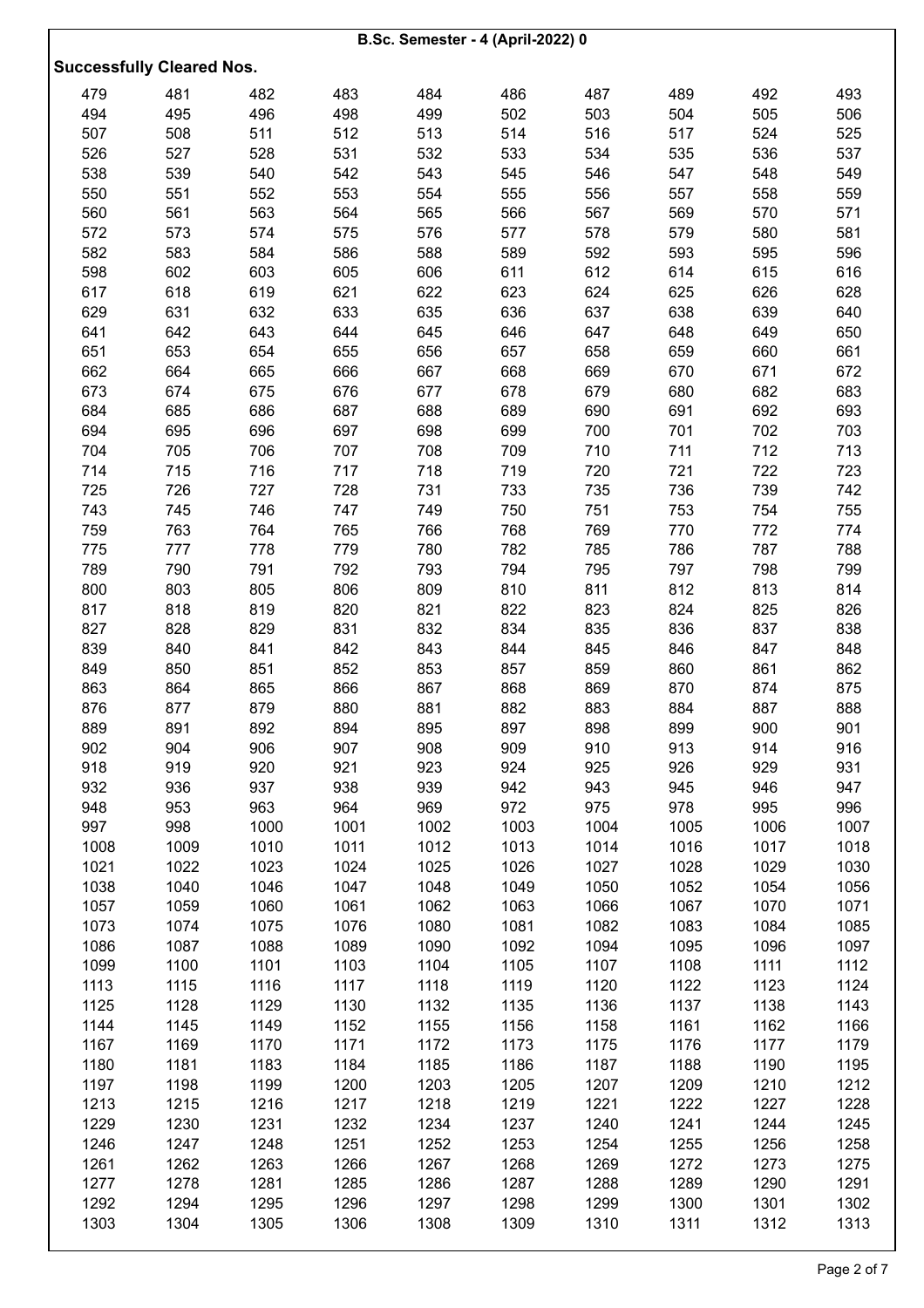**B.Sc. Semester - 4 (April-2022) 0**

**Successfully Cleared Nos.**

| | | | | | | | | | |
|---|---|---|---|---|---|---|---|---|---|
| 479 | 481 | 482 | 483 | 484 | 486 | 487 | 489 | 492 | 493 |
| 494 | 495 | 496 | 498 | 499 | 502 | 503 | 504 | 505 | 506 |
| 507 | 508 | 511 | 512 | 513 | 514 | 516 | 517 | 524 | 525 |
| 526 | 527 | 528 | 531 | 532 | 533 | 534 | 535 | 536 | 537 |
| 538 | 539 | 540 | 542 | 543 | 545 | 546 | 547 | 548 | 549 |
| 550 | 551 | 552 | 553 | 554 | 555 | 556 | 557 | 558 | 559 |
| 560 | 561 | 563 | 564 | 565 | 566 | 567 | 569 | 570 | 571 |
| 572 | 573 | 574 | 575 | 576 | 577 | 578 | 579 | 580 | 581 |
| 582 | 583 | 584 | 586 | 588 | 589 | 592 | 593 | 595 | 596 |
| 598 | 602 | 603 | 605 | 606 | 611 | 612 | 614 | 615 | 616 |
| 617 | 618 | 619 | 621 | 622 | 623 | 624 | 625 | 626 | 628 |
| 629 | 631 | 632 | 633 | 635 | 636 | 637 | 638 | 639 | 640 |
| 641 | 642 | 643 | 644 | 645 | 646 | 647 | 648 | 649 | 650 |
| 651 | 653 | 654 | 655 | 656 | 657 | 658 | 659 | 660 | 661 |
| 662 | 664 | 665 | 666 | 667 | 668 | 669 | 670 | 671 | 672 |
| 673 | 674 | 675 | 676 | 677 | 678 | 679 | 680 | 682 | 683 |
| 684 | 685 | 686 | 687 | 688 | 689 | 690 | 691 | 692 | 693 |
| 694 | 695 | 696 | 697 | 698 | 699 | 700 | 701 | 702 | 703 |
| 704 | 705 | 706 | 707 | 708 | 709 | 710 | 711 | 712 | 713 |
| 714 | 715 | 716 | 717 | 718 | 719 | 720 | 721 | 722 | 723 |
| 725 | 726 | 727 | 728 | 731 | 733 | 735 | 736 | 739 | 742 |
| 743 | 745 | 746 | 747 | 749 | 750 | 751 | 753 | 754 | 755 |
| 759 | 763 | 764 | 765 | 766 | 768 | 769 | 770 | 772 | 774 |
| 775 | 777 | 778 | 779 | 780 | 782 | 785 | 786 | 787 | 788 |
| 789 | 790 | 791 | 792 | 793 | 794 | 795 | 797 | 798 | 799 |
| 800 | 803 | 805 | 806 | 809 | 810 | 811 | 812 | 813 | 814 |
| 817 | 818 | 819 | 820 | 821 | 822 | 823 | 824 | 825 | 826 |
| 827 | 828 | 829 | 831 | 832 | 834 | 835 | 836 | 837 | 838 |
| 839 | 840 | 841 | 842 | 843 | 844 | 845 | 846 | 847 | 848 |
| 849 | 850 | 851 | 852 | 853 | 857 | 859 | 860 | 861 | 862 |
| 863 | 864 | 865 | 866 | 867 | 868 | 869 | 870 | 874 | 875 |
| 876 | 877 | 879 | 880 | 881 | 882 | 883 | 884 | 887 | 888 |
| 889 | 891 | 892 | 894 | 895 | 897 | 898 | 899 | 900 | 901 |
| 902 | 904 | 906 | 907 | 908 | 909 | 910 | 913 | 914 | 916 |
| 918 | 919 | 920 | 921 | 923 | 924 | 925 | 926 | 929 | 931 |
| 932 | 936 | 937 | 938 | 939 | 942 | 943 | 945 | 946 | 947 |
| 948 | 953 | 963 | 964 | 969 | 972 | 975 | 978 | 995 | 996 |
| 997 | 998 | 1000 | 1001 | 1002 | 1003 | 1004 | 1005 | 1006 | 1007 |
| 1008 | 1009 | 1010 | 1011 | 1012 | 1013 | 1014 | 1016 | 1017 | 1018 |
| 1021 | 1022 | 1023 | 1024 | 1025 | 1026 | 1027 | 1028 | 1029 | 1030 |
| 1038 | 1040 | 1046 | 1047 | 1048 | 1049 | 1050 | 1052 | 1054 | 1056 |
| 1057 | 1059 | 1060 | 1061 | 1062 | 1063 | 1066 | 1067 | 1070 | 1071 |
| 1073 | 1074 | 1075 | 1076 | 1080 | 1081 | 1082 | 1083 | 1084 | 1085 |
| 1086 | 1087 | 1088 | 1089 | 1090 | 1092 | 1094 | 1095 | 1096 | 1097 |
| 1099 | 1100 | 1101 | 1103 | 1104 | 1105 | 1107 | 1108 | 1111 | 1112 |
| 1113 | 1115 | 1116 | 1117 | 1118 | 1119 | 1120 | 1122 | 1123 | 1124 |
| 1125 | 1128 | 1129 | 1130 | 1132 | 1135 | 1136 | 1137 | 1138 | 1143 |
| 1144 | 1145 | 1149 | 1152 | 1155 | 1156 | 1158 | 1161 | 1162 | 1166 |
| 1167 | 1169 | 1170 | 1171 | 1172 | 1173 | 1175 | 1176 | 1177 | 1179 |
| 1180 | 1181 | 1183 | 1184 | 1185 | 1186 | 1187 | 1188 | 1190 | 1195 |
| 1197 | 1198 | 1199 | 1200 | 1203 | 1205 | 1207 | 1209 | 1210 | 1212 |
| 1213 | 1215 | 1216 | 1217 | 1218 | 1219 | 1221 | 1222 | 1227 | 1228 |
| 1229 | 1230 | 1231 | 1232 | 1234 | 1237 | 1240 | 1241 | 1244 | 1245 |
| 1246 | 1247 | 1248 | 1251 | 1252 | 1253 | 1254 | 1255 | 1256 | 1258 |
| 1261 | 1262 | 1263 | 1266 | 1267 | 1268 | 1269 | 1272 | 1273 | 1275 |
| 1277 | 1278 | 1281 | 1285 | 1286 | 1287 | 1288 | 1289 | 1290 | 1291 |
| 1292 | 1294 | 1295 | 1296 | 1297 | 1298 | 1299 | 1300 | 1301 | 1302 |
| 1303 | 1304 | 1305 | 1306 | 1308 | 1309 | 1310 | 1311 | 1312 | 1313 |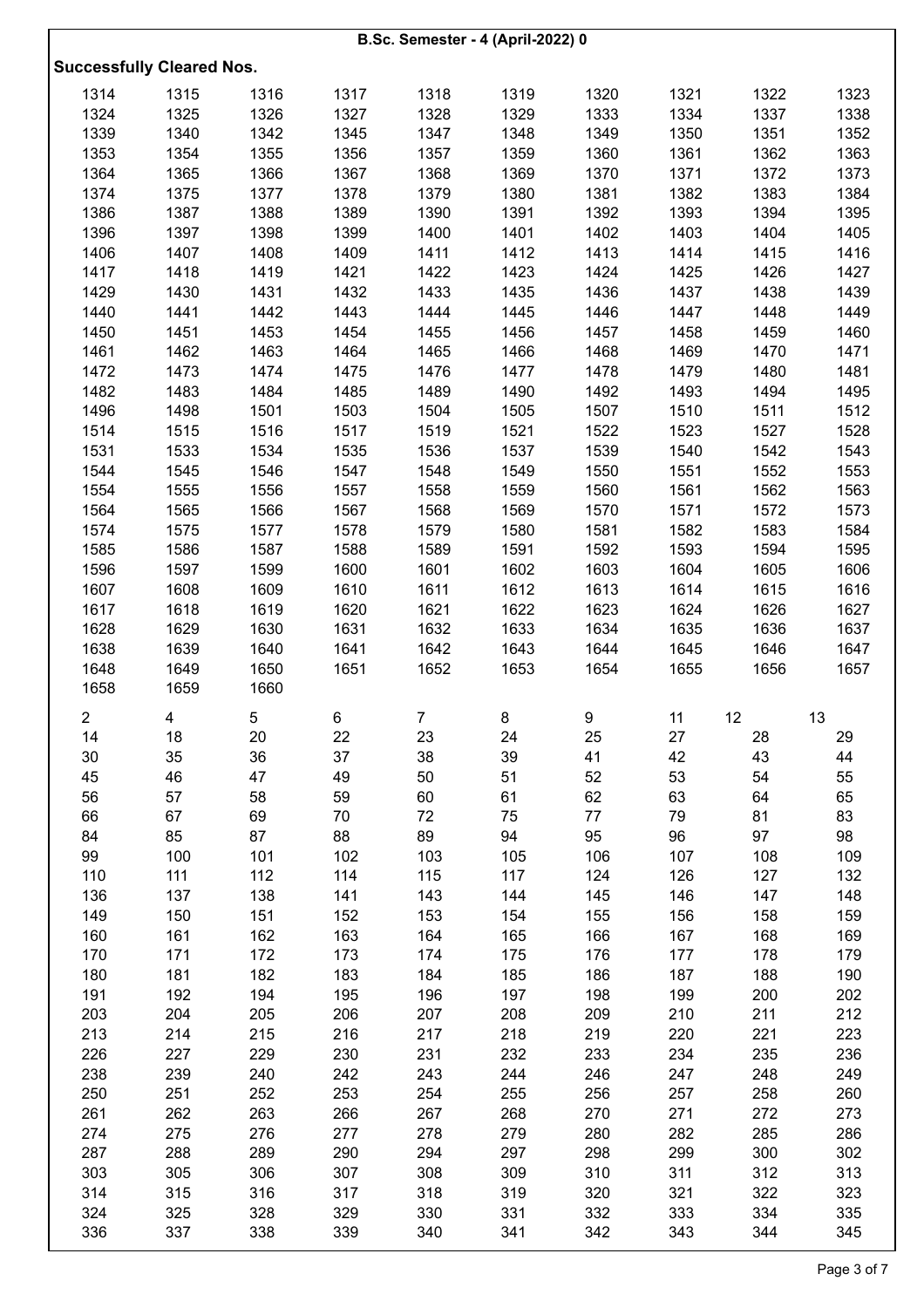**B.Sc. Semester - 4 (April-2022) 0**

**Successfully Cleared Nos.**

| | | | | | | | | | |
|---|---|---|---|---|---|---|---|---|---|
| 1314 | 1315 | 1316 | 1317 | 1318 | 1319 | 1320 | 1321 | 1322 | 1323 |
| 1324 | 1325 | 1326 | 1327 | 1328 | 1329 | 1333 | 1334 | 1337 | 1338 |
| 1339 | 1340 | 1342 | 1345 | 1347 | 1348 | 1349 | 1350 | 1351 | 1352 |
| 1353 | 1354 | 1355 | 1356 | 1357 | 1359 | 1360 | 1361 | 1362 | 1363 |
| 1364 | 1365 | 1366 | 1367 | 1368 | 1369 | 1370 | 1371 | 1372 | 1373 |
| 1374 | 1375 | 1377 | 1378 | 1379 | 1380 | 1381 | 1382 | 1383 | 1384 |
| 1386 | 1387 | 1388 | 1389 | 1390 | 1391 | 1392 | 1393 | 1394 | 1395 |
| 1396 | 1397 | 1398 | 1399 | 1400 | 1401 | 1402 | 1403 | 1404 | 1405 |
| 1406 | 1407 | 1408 | 1409 | 1411 | 1412 | 1413 | 1414 | 1415 | 1416 |
| 1417 | 1418 | 1419 | 1421 | 1422 | 1423 | 1424 | 1425 | 1426 | 1427 |
| 1429 | 1430 | 1431 | 1432 | 1433 | 1435 | 1436 | 1437 | 1438 | 1439 |
| 1440 | 1441 | 1442 | 1443 | 1444 | 1445 | 1446 | 1447 | 1448 | 1449 |
| 1450 | 1451 | 1453 | 1454 | 1455 | 1456 | 1457 | 1458 | 1459 | 1460 |
| 1461 | 1462 | 1463 | 1464 | 1465 | 1466 | 1468 | 1469 | 1470 | 1471 |
| 1472 | 1473 | 1474 | 1475 | 1476 | 1477 | 1478 | 1479 | 1480 | 1481 |
| 1482 | 1483 | 1484 | 1485 | 1489 | 1490 | 1492 | 1493 | 1494 | 1495 |
| 1496 | 1498 | 1501 | 1503 | 1504 | 1505 | 1507 | 1510 | 1511 | 1512 |
| 1514 | 1515 | 1516 | 1517 | 1519 | 1521 | 1522 | 1523 | 1527 | 1528 |
| 1531 | 1533 | 1534 | 1535 | 1536 | 1537 | 1539 | 1540 | 1542 | 1543 |
| 1544 | 1545 | 1546 | 1547 | 1548 | 1549 | 1550 | 1551 | 1552 | 1553 |
| 1554 | 1555 | 1556 | 1557 | 1558 | 1559 | 1560 | 1561 | 1562 | 1563 |
| 1564 | 1565 | 1566 | 1567 | 1568 | 1569 | 1570 | 1571 | 1572 | 1573 |
| 1574 | 1575 | 1577 | 1578 | 1579 | 1580 | 1581 | 1582 | 1583 | 1584 |
| 1585 | 1586 | 1587 | 1588 | 1589 | 1591 | 1592 | 1593 | 1594 | 1595 |
| 1596 | 1597 | 1599 | 1600 | 1601 | 1602 | 1603 | 1604 | 1605 | 1606 |
| 1607 | 1608 | 1609 | 1610 | 1611 | 1612 | 1613 | 1614 | 1615 | 1616 |
| 1617 | 1618 | 1619 | 1620 | 1621 | 1622 | 1623 | 1624 | 1626 | 1627 |
| 1628 | 1629 | 1630 | 1631 | 1632 | 1633 | 1634 | 1635 | 1636 | 1637 |
| 1638 | 1639 | 1640 | 1641 | 1642 | 1643 | 1644 | 1645 | 1646 | 1647 |
| 1648 | 1649 | 1650 | 1651 | 1652 | 1653 | 1654 | 1655 | 1656 | 1657 |
| 1658 | 1659 | 1660 | | | | | | | |

| | | | | | | | | | |
|---|---|---|---|---|---|---|---|---|---|
| 2 | 4 | 5 | 6 | 7 | 8 | 9 | 11 | 12 | 13 |
| 14 | 18 | 20 | 22 | 23 | 24 | 25 | 27 | 28 | 29 |
| 30 | 35 | 36 | 37 | 38 | 39 | 41 | 42 | 43 | 44 |
| 45 | 46 | 47 | 49 | 50 | 51 | 52 | 53 | 54 | 55 |
| 56 | 57 | 58 | 59 | 60 | 61 | 62 | 63 | 64 | 65 |
| 66 | 67 | 69 | 70 | 72 | 75 | 77 | 79 | 81 | 83 |
| 84 | 85 | 87 | 88 | 89 | 94 | 95 | 96 | 97 | 98 |
| 99 | 100 | 101 | 102 | 103 | 105 | 106 | 107 | 108 | 109 |
| 110 | 111 | 112 | 114 | 115 | 117 | 124 | 126 | 127 | 132 |
| 136 | 137 | 138 | 141 | 143 | 144 | 145 | 146 | 147 | 148 |
| 149 | 150 | 151 | 152 | 153 | 154 | 155 | 156 | 158 | 159 |
| 160 | 161 | 162 | 163 | 164 | 165 | 166 | 167 | 168 | 169 |
| 170 | 171 | 172 | 173 | 174 | 175 | 176 | 177 | 178 | 179 |
| 180 | 181 | 182 | 183 | 184 | 185 | 186 | 187 | 188 | 190 |
| 191 | 192 | 194 | 195 | 196 | 197 | 198 | 199 | 200 | 202 |
| 203 | 204 | 205 | 206 | 207 | 208 | 209 | 210 | 211 | 212 |
| 213 | 214 | 215 | 216 | 217 | 218 | 219 | 220 | 221 | 223 |
| 226 | 227 | 229 | 230 | 231 | 232 | 233 | 234 | 235 | 236 |
| 238 | 239 | 240 | 242 | 243 | 244 | 246 | 247 | 248 | 249 |
| 250 | 251 | 252 | 253 | 254 | 255 | 256 | 257 | 258 | 260 |
| 261 | 262 | 263 | 266 | 267 | 268 | 270 | 271 | 272 | 273 |
| 274 | 275 | 276 | 277 | 278 | 279 | 280 | 282 | 285 | 286 |
| 287 | 288 | 289 | 290 | 294 | 297 | 298 | 299 | 300 | 302 |
| 303 | 305 | 306 | 307 | 308 | 309 | 310 | 311 | 312 | 313 |
| 314 | 315 | 316 | 317 | 318 | 319 | 320 | 321 | 322 | 323 |
| 324 | 325 | 328 | 329 | 330 | 331 | 332 | 333 | 334 | 335 |
| 336 | 337 | 338 | 339 | 340 | 341 | 342 | 343 | 344 | 345 |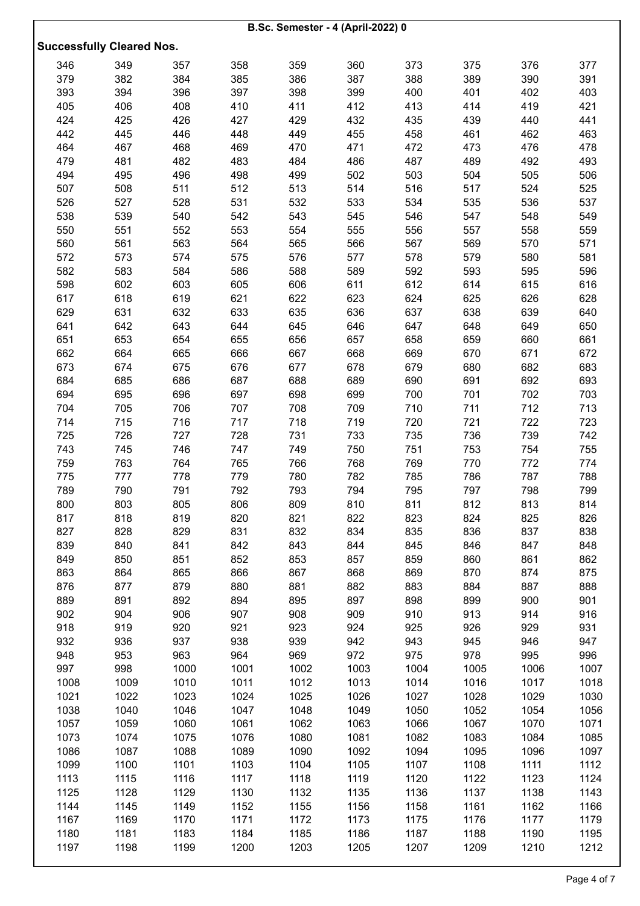**B.Sc. Semester - 4 (April-2022) 0**

**Successfully Cleared Nos.**

| | | | | | | | | | |
|---|---|---|---|---|---|---|---|---|---|
| 346 | 349 | 357 | 358 | 359 | 360 | 373 | 375 | 376 | 377 |
| 379 | 382 | 384 | 385 | 386 | 387 | 388 | 389 | 390 | 391 |
| 393 | 394 | 396 | 397 | 398 | 399 | 400 | 401 | 402 | 403 |
| 405 | 406 | 408 | 410 | 411 | 412 | 413 | 414 | 419 | 421 |
| 424 | 425 | 426 | 427 | 429 | 432 | 435 | 439 | 440 | 441 |
| 442 | 445 | 446 | 448 | 449 | 455 | 458 | 461 | 462 | 463 |
| 464 | 467 | 468 | 469 | 470 | 471 | 472 | 473 | 476 | 478 |
| 479 | 481 | 482 | 483 | 484 | 486 | 487 | 489 | 492 | 493 |
| 494 | 495 | 496 | 498 | 499 | 502 | 503 | 504 | 505 | 506 |
| 507 | 508 | 511 | 512 | 513 | 514 | 516 | 517 | 524 | 525 |
| 526 | 527 | 528 | 531 | 532 | 533 | 534 | 535 | 536 | 537 |
| 538 | 539 | 540 | 542 | 543 | 545 | 546 | 547 | 548 | 549 |
| 550 | 551 | 552 | 553 | 554 | 555 | 556 | 557 | 558 | 559 |
| 560 | 561 | 563 | 564 | 565 | 566 | 567 | 569 | 570 | 571 |
| 572 | 573 | 574 | 575 | 576 | 577 | 578 | 579 | 580 | 581 |
| 582 | 583 | 584 | 586 | 588 | 589 | 592 | 593 | 595 | 596 |
| 598 | 602 | 603 | 605 | 606 | 611 | 612 | 614 | 615 | 616 |
| 617 | 618 | 619 | 621 | 622 | 623 | 624 | 625 | 626 | 628 |
| 629 | 631 | 632 | 633 | 635 | 636 | 637 | 638 | 639 | 640 |
| 641 | 642 | 643 | 644 | 645 | 646 | 647 | 648 | 649 | 650 |
| 651 | 653 | 654 | 655 | 656 | 657 | 658 | 659 | 660 | 661 |
| 662 | 664 | 665 | 666 | 667 | 668 | 669 | 670 | 671 | 672 |
| 673 | 674 | 675 | 676 | 677 | 678 | 679 | 680 | 682 | 683 |
| 684 | 685 | 686 | 687 | 688 | 689 | 690 | 691 | 692 | 693 |
| 694 | 695 | 696 | 697 | 698 | 699 | 700 | 701 | 702 | 703 |
| 704 | 705 | 706 | 707 | 708 | 709 | 710 | 711 | 712 | 713 |
| 714 | 715 | 716 | 717 | 718 | 719 | 720 | 721 | 722 | 723 |
| 725 | 726 | 727 | 728 | 731 | 733 | 735 | 736 | 739 | 742 |
| 743 | 745 | 746 | 747 | 749 | 750 | 751 | 753 | 754 | 755 |
| 759 | 763 | 764 | 765 | 766 | 768 | 769 | 770 | 772 | 774 |
| 775 | 777 | 778 | 779 | 780 | 782 | 785 | 786 | 787 | 788 |
| 789 | 790 | 791 | 792 | 793 | 794 | 795 | 797 | 798 | 799 |
| 800 | 803 | 805 | 806 | 809 | 810 | 811 | 812 | 813 | 814 |
| 817 | 818 | 819 | 820 | 821 | 822 | 823 | 824 | 825 | 826 |
| 827 | 828 | 829 | 831 | 832 | 834 | 835 | 836 | 837 | 838 |
| 839 | 840 | 841 | 842 | 843 | 844 | 845 | 846 | 847 | 848 |
| 849 | 850 | 851 | 852 | 853 | 857 | 859 | 860 | 861 | 862 |
| 863 | 864 | 865 | 866 | 867 | 868 | 869 | 870 | 874 | 875 |
| 876 | 877 | 879 | 880 | 881 | 882 | 883 | 884 | 887 | 888 |
| 889 | 891 | 892 | 894 | 895 | 897 | 898 | 899 | 900 | 901 |
| 902 | 904 | 906 | 907 | 908 | 909 | 910 | 913 | 914 | 916 |
| 918 | 919 | 920 | 921 | 923 | 924 | 925 | 926 | 929 | 931 |
| 932 | 936 | 937 | 938 | 939 | 942 | 943 | 945 | 946 | 947 |
| 948 | 953 | 963 | 964 | 969 | 972 | 975 | 978 | 995 | 996 |
| 997 | 998 | 1000 | 1001 | 1002 | 1003 | 1004 | 1005 | 1006 | 1007 |
| 1008 | 1009 | 1010 | 1011 | 1012 | 1013 | 1014 | 1016 | 1017 | 1018 |
| 1021 | 1022 | 1023 | 1024 | 1025 | 1026 | 1027 | 1028 | 1029 | 1030 |
| 1038 | 1040 | 1046 | 1047 | 1048 | 1049 | 1050 | 1052 | 1054 | 1056 |
| 1057 | 1059 | 1060 | 1061 | 1062 | 1063 | 1066 | 1067 | 1070 | 1071 |
| 1073 | 1074 | 1075 | 1076 | 1080 | 1081 | 1082 | 1083 | 1084 | 1085 |
| 1086 | 1087 | 1088 | 1089 | 1090 | 1092 | 1094 | 1095 | 1096 | 1097 |
| 1099 | 1100 | 1101 | 1103 | 1104 | 1105 | 1107 | 1108 | 1111 | 1112 |
| 1113 | 1115 | 1116 | 1117 | 1118 | 1119 | 1120 | 1122 | 1123 | 1124 |
| 1125 | 1128 | 1129 | 1130 | 1132 | 1135 | 1136 | 1137 | 1138 | 1143 |
| 1144 | 1145 | 1149 | 1152 | 1155 | 1156 | 1158 | 1161 | 1162 | 1166 |
| 1167 | 1169 | 1170 | 1171 | 1172 | 1173 | 1175 | 1176 | 1177 | 1179 |
| 1180 | 1181 | 1183 | 1184 | 1185 | 1186 | 1187 | 1188 | 1190 | 1195 |
| 1197 | 1198 | 1199 | 1200 | 1203 | 1205 | 1207 | 1209 | 1210 | 1212 |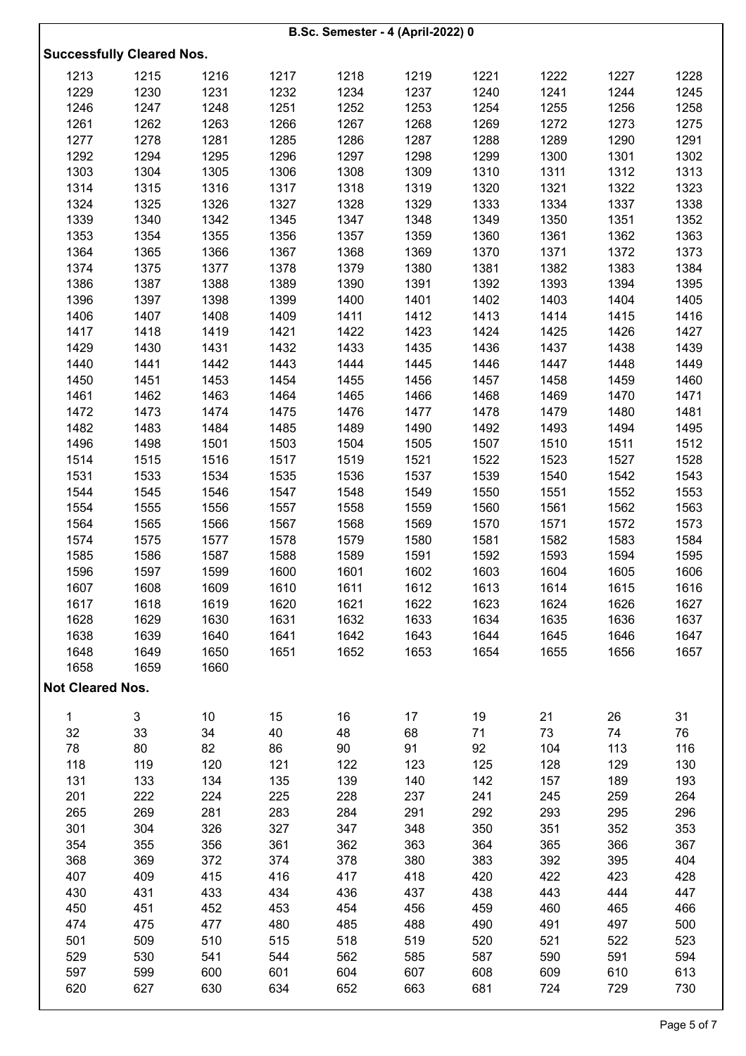# B.Sc. Semester - 4 (April-2022) 0

## Successfully Cleared Nos.

| | | | | | | | | | |
|---|---|---|---|---|---|---|---|---|---|
| 1213 | 1215 | 1216 | 1217 | 1218 | 1219 | 1221 | 1222 | 1227 | 1228 |
| 1229 | 1230 | 1231 | 1232 | 1234 | 1237 | 1240 | 1241 | 1244 | 1245 |
| 1246 | 1247 | 1248 | 1251 | 1252 | 1253 | 1254 | 1255 | 1256 | 1258 |
| 1261 | 1262 | 1263 | 1266 | 1267 | 1268 | 1269 | 1272 | 1273 | 1275 |
| 1277 | 1278 | 1281 | 1285 | 1286 | 1287 | 1288 | 1289 | 1290 | 1291 |
| 1292 | 1294 | 1295 | 1296 | 1297 | 1298 | 1299 | 1300 | 1301 | 1302 |
| 1303 | 1304 | 1305 | 1306 | 1308 | 1309 | 1310 | 1311 | 1312 | 1313 |
| 1314 | 1315 | 1316 | 1317 | 1318 | 1319 | 1320 | 1321 | 1322 | 1323 |
| 1324 | 1325 | 1326 | 1327 | 1328 | 1329 | 1333 | 1334 | 1337 | 1338 |
| 1339 | 1340 | 1342 | 1345 | 1347 | 1348 | 1349 | 1350 | 1351 | 1352 |
| 1353 | 1354 | 1355 | 1356 | 1357 | 1359 | 1360 | 1361 | 1362 | 1363 |
| 1364 | 1365 | 1366 | 1367 | 1368 | 1369 | 1370 | 1371 | 1372 | 1373 |
| 1374 | 1375 | 1377 | 1378 | 1379 | 1380 | 1381 | 1382 | 1383 | 1384 |
| 1386 | 1387 | 1388 | 1389 | 1390 | 1391 | 1392 | 1393 | 1394 | 1395 |
| 1396 | 1397 | 1398 | 1399 | 1400 | 1401 | 1402 | 1403 | 1404 | 1405 |
| 1406 | 1407 | 1408 | 1409 | 1411 | 1412 | 1413 | 1414 | 1415 | 1416 |
| 1417 | 1418 | 1419 | 1421 | 1422 | 1423 | 1424 | 1425 | 1426 | 1427 |
| 1429 | 1430 | 1431 | 1432 | 1433 | 1435 | 1436 | 1437 | 1438 | 1439 |
| 1440 | 1441 | 1442 | 1443 | 1444 | 1445 | 1446 | 1447 | 1448 | 1449 |
| 1450 | 1451 | 1453 | 1454 | 1455 | 1456 | 1457 | 1458 | 1459 | 1460 |
| 1461 | 1462 | 1463 | 1464 | 1465 | 1466 | 1468 | 1469 | 1470 | 1471 |
| 1472 | 1473 | 1474 | 1475 | 1476 | 1477 | 1478 | 1479 | 1480 | 1481 |
| 1482 | 1483 | 1484 | 1485 | 1489 | 1490 | 1492 | 1493 | 1494 | 1495 |
| 1496 | 1498 | 1501 | 1503 | 1504 | 1505 | 1507 | 1510 | 1511 | 1512 |
| 1514 | 1515 | 1516 | 1517 | 1519 | 1521 | 1522 | 1523 | 1527 | 1528 |
| 1531 | 1533 | 1534 | 1535 | 1536 | 1537 | 1539 | 1540 | 1542 | 1543 |
| 1544 | 1545 | 1546 | 1547 | 1548 | 1549 | 1550 | 1551 | 1552 | 1553 |
| 1554 | 1555 | 1556 | 1557 | 1558 | 1559 | 1560 | 1561 | 1562 | 1563 |
| 1564 | 1565 | 1566 | 1567 | 1568 | 1569 | 1570 | 1571 | 1572 | 1573 |
| 1574 | 1575 | 1577 | 1578 | 1579 | 1580 | 1581 | 1582 | 1583 | 1584 |
| 1585 | 1586 | 1587 | 1588 | 1589 | 1591 | 1592 | 1593 | 1594 | 1595 |
| 1596 | 1597 | 1599 | 1600 | 1601 | 1602 | 1603 | 1604 | 1605 | 1606 |
| 1607 | 1608 | 1609 | 1610 | 1611 | 1612 | 1613 | 1614 | 1615 | 1616 |
| 1617 | 1618 | 1619 | 1620 | 1621 | 1622 | 1623 | 1624 | 1626 | 1627 |
| 1628 | 1629 | 1630 | 1631 | 1632 | 1633 | 1634 | 1635 | 1636 | 1637 |
| 1638 | 1639 | 1640 | 1641 | 1642 | 1643 | 1644 | 1645 | 1646 | 1647 |
| 1648 | 1649 | 1650 | 1651 | 1652 | 1653 | 1654 | 1655 | 1656 | 1657 |
| 1658 | 1659 | 1660 | | | | | | | |

## Not Cleared Nos.

| | | | | | | | | | |
|---|---|---|---|---|---|---|---|---|---|
| 1 | 3 | 10 | 15 | 16 | 17 | 19 | 21 | 26 | 31 |
| 32 | 33 | 34 | 40 | 48 | 68 | 71 | 73 | 74 | 76 |
| 78 | 80 | 82 | 86 | 90 | 91 | 92 | 104 | 113 | 116 |
| 118 | 119 | 120 | 121 | 122 | 123 | 125 | 128 | 129 | 130 |
| 131 | 133 | 134 | 135 | 139 | 140 | 142 | 157 | 189 | 193 |
| 201 | 222 | 224 | 225 | 228 | 237 | 241 | 245 | 259 | 264 |
| 265 | 269 | 281 | 283 | 284 | 291 | 292 | 293 | 295 | 296 |
| 301 | 304 | 326 | 327 | 347 | 348 | 350 | 351 | 352 | 353 |
| 354 | 355 | 356 | 361 | 362 | 363 | 364 | 365 | 366 | 367 |
| 368 | 369 | 372 | 374 | 378 | 380 | 383 | 392 | 395 | 404 |
| 407 | 409 | 415 | 416 | 417 | 418 | 420 | 422 | 423 | 428 |
| 430 | 431 | 433 | 434 | 436 | 437 | 438 | 443 | 444 | 447 |
| 450 | 451 | 452 | 453 | 454 | 456 | 459 | 460 | 465 | 466 |
| 474 | 475 | 477 | 480 | 485 | 488 | 490 | 491 | 497 | 500 |
| 501 | 509 | 510 | 515 | 518 | 519 | 520 | 521 | 522 | 523 |
| 529 | 530 | 541 | 544 | 562 | 585 | 587 | 590 | 591 | 594 |
| 597 | 599 | 600 | 601 | 604 | 607 | 608 | 609 | 610 | 613 |
| 620 | 627 | 630 | 634 | 652 | 663 | 681 | 724 | 729 | 730 |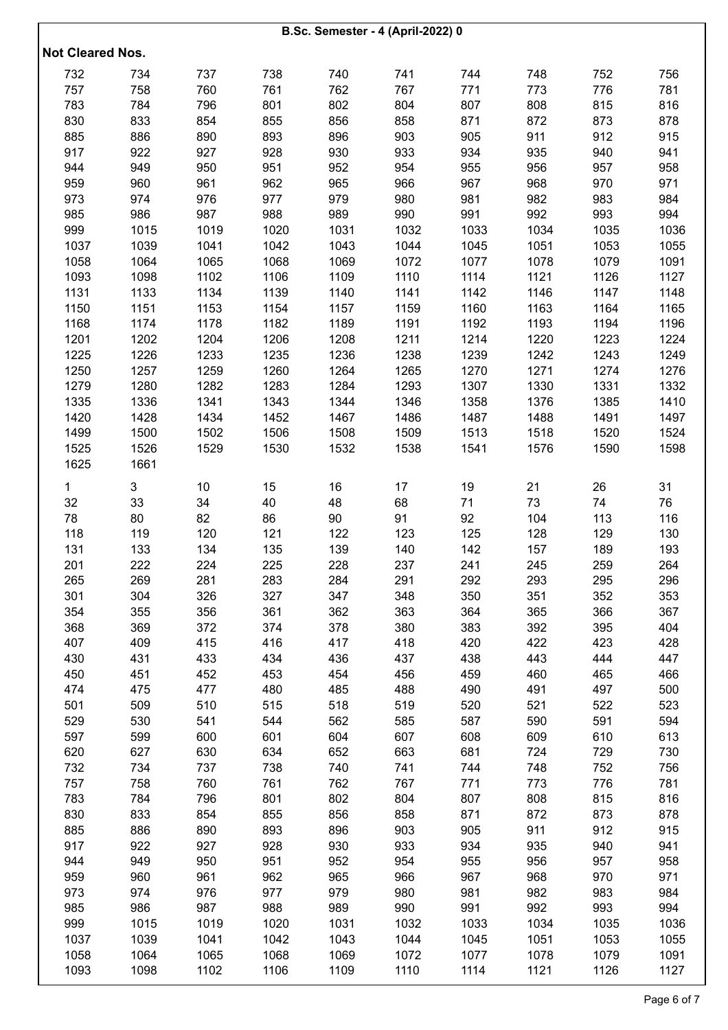**B.Sc. Semester - 4 (April-2022) 0**

**Not Cleared Nos.**

| | | | | | | | | | |
|---|---|---|---|---|---|---|---|---|---|
| 732 | 734 | 737 | 738 | 740 | 741 | 744 | 748 | 752 | 756 |
| 757 | 758 | 760 | 761 | 762 | 767 | 771 | 773 | 776 | 781 |
| 783 | 784 | 796 | 801 | 802 | 804 | 807 | 808 | 815 | 816 |
| 830 | 833 | 854 | 855 | 856 | 858 | 871 | 872 | 873 | 878 |
| 885 | 886 | 890 | 893 | 896 | 903 | 905 | 911 | 912 | 915 |
| 917 | 922 | 927 | 928 | 930 | 933 | 934 | 935 | 940 | 941 |
| 944 | 949 | 950 | 951 | 952 | 954 | 955 | 956 | 957 | 958 |
| 959 | 960 | 961 | 962 | 965 | 966 | 967 | 968 | 970 | 971 |
| 973 | 974 | 976 | 977 | 979 | 980 | 981 | 982 | 983 | 984 |
| 985 | 986 | 987 | 988 | 989 | 990 | 991 | 992 | 993 | 994 |
| 999 | 1015 | 1019 | 1020 | 1031 | 1032 | 1033 | 1034 | 1035 | 1036 |
| 1037 | 1039 | 1041 | 1042 | 1043 | 1044 | 1045 | 1051 | 1053 | 1055 |
| 1058 | 1064 | 1065 | 1068 | 1069 | 1072 | 1077 | 1078 | 1079 | 1091 |
| 1093 | 1098 | 1102 | 1106 | 1109 | 1110 | 1114 | 1121 | 1126 | 1127 |
| 1131 | 1133 | 1134 | 1139 | 1140 | 1141 | 1142 | 1146 | 1147 | 1148 |
| 1150 | 1151 | 1153 | 1154 | 1157 | 1159 | 1160 | 1163 | 1164 | 1165 |
| 1168 | 1174 | 1178 | 1182 | 1189 | 1191 | 1192 | 1193 | 1194 | 1196 |
| 1201 | 1202 | 1204 | 1206 | 1208 | 1211 | 1214 | 1220 | 1223 | 1224 |
| 1225 | 1226 | 1233 | 1235 | 1236 | 1238 | 1239 | 1242 | 1243 | 1249 |
| 1250 | 1257 | 1259 | 1260 | 1264 | 1265 | 1270 | 1271 | 1274 | 1276 |
| 1279 | 1280 | 1282 | 1283 | 1284 | 1293 | 1307 | 1330 | 1331 | 1332 |
| 1335 | 1336 | 1341 | 1343 | 1344 | 1346 | 1358 | 1376 | 1385 | 1410 |
| 1420 | 1428 | 1434 | 1452 | 1467 | 1486 | 1487 | 1488 | 1491 | 1497 |
| 1499 | 1500 | 1502 | 1506 | 1508 | 1509 | 1513 | 1518 | 1520 | 1524 |
| 1525 | 1526 | 1529 | 1530 | 1532 | 1538 | 1541 | 1576 | 1590 | 1598 |
| 1625 | 1661 | | | | | | | | |

| | | | | | | | | | |
|---|---|---|---|---|---|---|---|---|---|
| 1 | 3 | 10 | 15 | 16 | 17 | 19 | 21 | 26 | 31 |
| 32 | 33 | 34 | 40 | 48 | 68 | 71 | 73 | 74 | 76 |
| 78 | 80 | 82 | 86 | 90 | 91 | 92 | 104 | 113 | 116 |
| 118 | 119 | 120 | 121 | 122 | 123 | 125 | 128 | 129 | 130 |
| 131 | 133 | 134 | 135 | 139 | 140 | 142 | 157 | 189 | 193 |
| 201 | 222 | 224 | 225 | 228 | 237 | 241 | 245 | 259 | 264 |
| 265 | 269 | 281 | 283 | 284 | 291 | 292 | 293 | 295 | 296 |
| 301 | 304 | 326 | 327 | 347 | 348 | 350 | 351 | 352 | 353 |
| 354 | 355 | 356 | 361 | 362 | 363 | 364 | 365 | 366 | 367 |
| 368 | 369 | 372 | 374 | 378 | 380 | 383 | 392 | 395 | 404 |
| 407 | 409 | 415 | 416 | 417 | 418 | 420 | 422 | 423 | 428 |
| 430 | 431 | 433 | 434 | 436 | 437 | 438 | 443 | 444 | 447 |
| 450 | 451 | 452 | 453 | 454 | 456 | 459 | 460 | 465 | 466 |
| 474 | 475 | 477 | 480 | 485 | 488 | 490 | 491 | 497 | 500 |
| 501 | 509 | 510 | 515 | 518 | 519 | 520 | 521 | 522 | 523 |
| 529 | 530 | 541 | 544 | 562 | 585 | 587 | 590 | 591 | 594 |
| 597 | 599 | 600 | 601 | 604 | 607 | 608 | 609 | 610 | 613 |
| 620 | 627 | 630 | 634 | 652 | 663 | 681 | 724 | 729 | 730 |
| 732 | 734 | 737 | 738 | 740 | 741 | 744 | 748 | 752 | 756 |
| 757 | 758 | 760 | 761 | 762 | 767 | 771 | 773 | 776 | 781 |
| 783 | 784 | 796 | 801 | 802 | 804 | 807 | 808 | 815 | 816 |
| 830 | 833 | 854 | 855 | 856 | 858 | 871 | 872 | 873 | 878 |
| 885 | 886 | 890 | 893 | 896 | 903 | 905 | 911 | 912 | 915 |
| 917 | 922 | 927 | 928 | 930 | 933 | 934 | 935 | 940 | 941 |
| 944 | 949 | 950 | 951 | 952 | 954 | 955 | 956 | 957 | 958 |
| 959 | 960 | 961 | 962 | 965 | 966 | 967 | 968 | 970 | 971 |
| 973 | 974 | 976 | 977 | 979 | 980 | 981 | 982 | 983 | 984 |
| 985 | 986 | 987 | 988 | 989 | 990 | 991 | 992 | 993 | 994 |
| 999 | 1015 | 1019 | 1020 | 1031 | 1032 | 1033 | 1034 | 1035 | 1036 |
| 1037 | 1039 | 1041 | 1042 | 1043 | 1044 | 1045 | 1051 | 1053 | 1055 |
| 1058 | 1064 | 1065 | 1068 | 1069 | 1072 | 1077 | 1078 | 1079 | 1091 |
| 1093 | 1098 | 1102 | 1106 | 1109 | 1110 | 1114 | 1121 | 1126 | 1127 |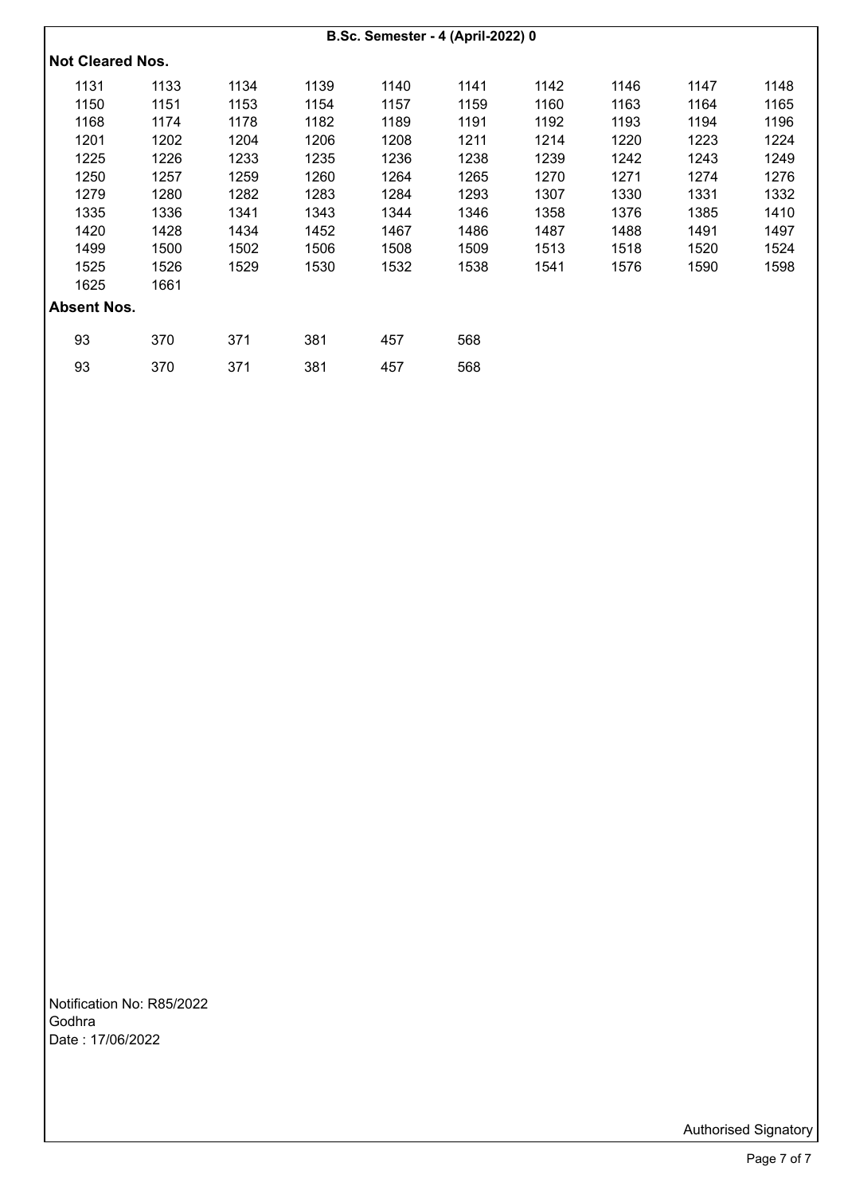**B.Sc. Semester - 4 (April-2022) 0**

**Not Cleared Nos.**

| | | | | | | | | | |
|---|---|---|---|---|---|---|---|---|---|
| 1131 | 1133 | 1134 | 1139 | 1140 | 1141 | 1142 | 1146 | 1147 | 1148 |
| 1150 | 1151 | 1153 | 1154 | 1157 | 1159 | 1160 | 1163 | 1164 | 1165 |
| 1168 | 1174 | 1178 | 1182 | 1189 | 1191 | 1192 | 1193 | 1194 | 1196 |
| 1201 | 1202 | 1204 | 1206 | 1208 | 1211 | 1214 | 1220 | 1223 | 1224 |
| 1225 | 1226 | 1233 | 1235 | 1236 | 1238 | 1239 | 1242 | 1243 | 1249 |
| 1250 | 1257 | 1259 | 1260 | 1264 | 1265 | 1270 | 1271 | 1274 | 1276 |
| 1279 | 1280 | 1282 | 1283 | 1284 | 1293 | 1307 | 1330 | 1331 | 1332 |
| 1335 | 1336 | 1341 | 1343 | 1344 | 1346 | 1358 | 1376 | 1385 | 1410 |
| 1420 | 1428 | 1434 | 1452 | 1467 | 1486 | 1487 | 1488 | 1491 | 1497 |
| 1499 | 1500 | 1502 | 1506 | 1508 | 1509 | 1513 | 1518 | 1520 | 1524 |
| 1525 | 1526 | 1529 | 1530 | 1532 | 1538 | 1541 | 1576 | 1590 | 1598 |
| 1625 | 1661 | | | | | | | | |

**Absent Nos.**

| | | | | | |
|---|---|---|---|---|---|
| 93 | 370 | 371 | 381 | 457 | 568 |
| 93 | 370 | 371 | 381 | 457 | 568 |

Notification No: R85/2022
Godhra
Date : 17/06/2022

Authorised Signatory